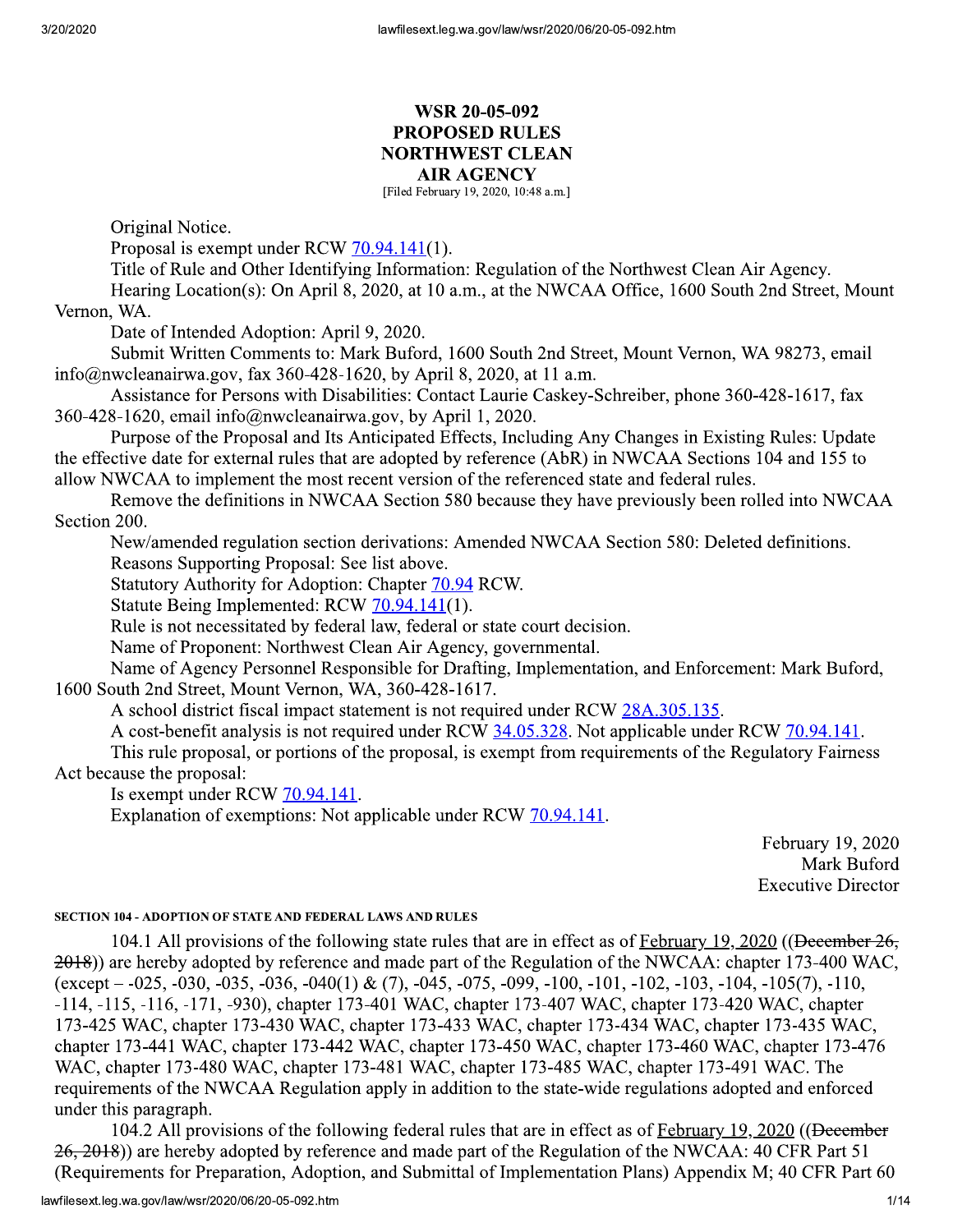# WSR 20-05-092
# PROPOSED RULES
# NORTHWEST CLEAN AIR AGENCY

[Filed February 19, 2020, 10:48 a.m.]

Original Notice.

Proposal is exempt under RCW 70.94.141(1).

Title of Rule and Other Identifying Information: Regulation of the Northwest Clean Air Agency.

Hearing Location(s): On April 8, 2020, at 10 a.m., at the NWCAA Office, 1600 South 2nd Street, Mount Vernon, WA.

Date of Intended Adoption: April 9, 2020.

Submit Written Comments to: Mark Buford, 1600 South 2nd Street, Mount Vernon, WA 98273, email info@nwcleanairwa.gov, fax 360-428-1620, by April 8, 2020, at 11 a.m.

Assistance for Persons with Disabilities: Contact Laurie Caskey-Schreiber, phone 360-428-1617, fax 360-428-1620, email info@nwcleanairwa.gov, by April 1, 2020.

Purpose of the Proposal and Its Anticipated Effects, Including Any Changes in Existing Rules: Update the effective date for external rules that are adopted by reference (AbR) in NWCAA Sections 104 and 155 to allow NWCAA to implement the most recent version of the referenced state and federal rules.

Remove the definitions in NWCAA Section 580 because they have previously been rolled into NWCAA Section 200.

New/amended regulation section derivations: Amended NWCAA Section 580: Deleted definitions.

Reasons Supporting Proposal: See list above.

Statutory Authority for Adoption: Chapter 70.94 RCW.

Statute Being Implemented: RCW 70.94.141(1).

Rule is not necessitated by federal law, federal or state court decision.

Name of Proponent: Northwest Clean Air Agency, governmental.

Name of Agency Personnel Responsible for Drafting, Implementation, and Enforcement: Mark Buford, 1600 South 2nd Street, Mount Vernon, WA, 360-428-1617.

A school district fiscal impact statement is not required under RCW 28A.305.135.

A cost-benefit analysis is not required under RCW 34.05.328. Not applicable under RCW 70.94.141.

This rule proposal, or portions of the proposal, is exempt from requirements of the Regulatory Fairness Act because the proposal:

Is exempt under RCW 70.94.141.

Explanation of exemptions: Not applicable under RCW 70.94.141.

February 19, 2020
Mark Buford
Executive Director

**SECTION 104 - ADOPTION OF STATE AND FEDERAL LAWS AND RULES**

104.1 All provisions of the following state rules that are in effect as of February 19, 2020 ((~~December 26, 2018~~)) are hereby adopted by reference and made part of the Regulation of the NWCAA: chapter 173-400 WAC, (except – -025, -030, -035, -036, -040(1) & (7), -045, -075, -099, -100, -101, -102, -103, -104, -105(7), -110, -114, -115, -116, -171, -930), chapter 173-401 WAC, chapter 173-407 WAC, chapter 173-420 WAC, chapter 173-425 WAC, chapter 173-430 WAC, chapter 173-433 WAC, chapter 173-434 WAC, chapter 173-435 WAC, chapter 173-441 WAC, chapter 173-442 WAC, chapter 173-450 WAC, chapter 173-460 WAC, chapter 173-476 WAC, chapter 173-480 WAC, chapter 173-481 WAC, chapter 173-485 WAC, chapter 173-491 WAC. The requirements of the NWCAA Regulation apply in addition to the state-wide regulations adopted and enforced under this paragraph.

104.2 All provisions of the following federal rules that are in effect as of February 19, 2020 ((~~December 26, 2018~~)) are hereby adopted by reference and made part of the Regulation of the NWCAA: 40 CFR Part 51 (Requirements for Preparation, Adoption, and Submittal of Implementation Plans) Appendix M; 40 CFR Part 60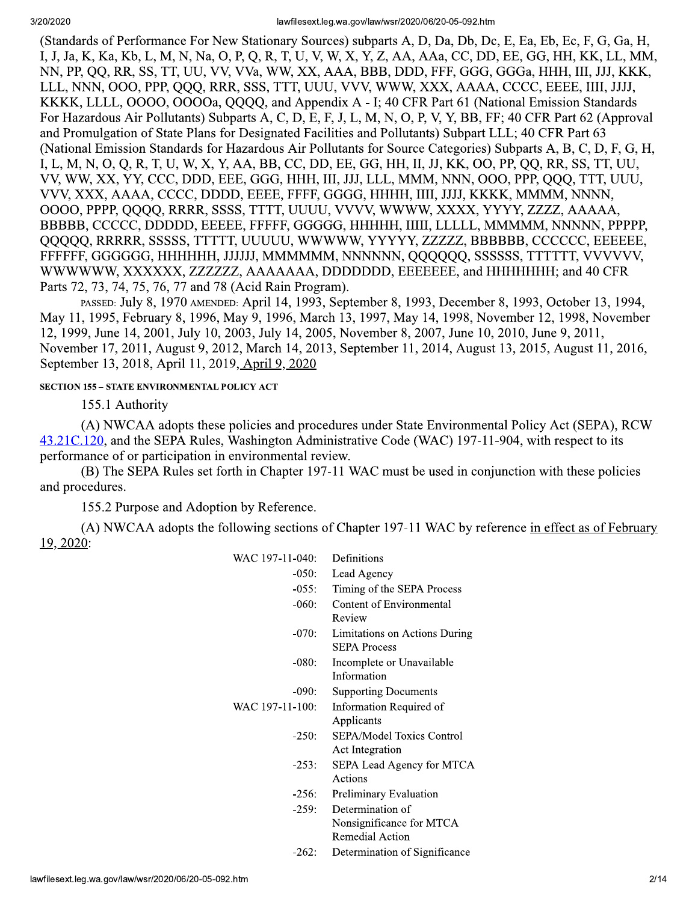(Standards of Performance For New Stationary Sources) subparts A, D, Da, Db, Dc, E, Ea, Eb, Ec, F, G, Ga, H, I, J, Ja, K, Ka, Kb, L, M, N, Na, O, P, Q, R, T, U, V, W, X, Y, Z, AA, AAa, CC, DD, EE, GG, HH, KK, LL, MM, NN, PP, QQ, RR, SS, TT, UU, VV, VVa, WW, XX, AAA, BBB, DDD, FFF, GGG, GGGa, HHH, III, JJJ, KKK, LLL, NNN, OOO, PPP, QQQ, RRR, SSS, TTT, UUU, VVV, WWW, XXX, AAAA, CCCC, EEEE, IIII, JJJJ, KKKK, LLLL, OOOO, OOOOa, QQQQ, and Appendix A - I; 40 CFR Part 61 (National Emission Standards For Hazardous Air Pollutants) Subparts A, C, D, E, F, J, L, M, N, O, P, V, Y, BB, FF; 40 CFR Part 62 (Approval and Promulgation of State Plans for Designated Facilities and Pollutants) Subpart LLL; 40 CFR Part 63 (National Emission Standards for Hazardous Air Pollutants for Source Categories) Subparts A, B, C, D, F, G, H, I, L, M, N, O, Q, R, T, U, W, X, Y, AA, BB, CC, DD, EE, GG, HH, II, JJ, KK, OO, PP, QQ, RR, SS, TT, UU, VV, WW, XX, YY, CCC, DDD, EEE, GGG, HHH, III, JJJ, LLL, MMM, NNN, OOO, PPP, QQQ, TTT, UUU, VVV, XXX, AAAA, CCCC, DDDD, EEEE, FFFF, GGGG, HHHH, IIII, JJJJ, KKKK, MMMM, NNNN, OOOO, PPPP, QQQQ, RRRR, SSSS, TTTT, UUUU, VVVV, WWWW, XXXX, YYYY, ZZZZ, AAAAA, BBBBB, CCCCC, DDDDD, EEEEE, FFFFF, GGGGG, HHHHH, IIIII, LLLLL, MMMMM, NNNNN, PPPPP, QQQQQ, RRRRR, SSSSS, TTTTT, UUUUU, WWWWW, YYYYY, ZZZZZ, BBBBBB, CCCCCC, EEEEEE, FFFFFF, GGGGGG, HHHHHH, JJJJJJ, MMMMMM, NNNNNN, QQQQQQ, SSSSSS, TTTTTT, VVVVVV, WWWWWW, XXXXXX, ZZZZZZ, AAAAAAA, DDDDDDD, EEEEEEE, and HHHHHHH; and 40 CFR Parts 72, 73, 74, 75, 76, 77 and 78 (Acid Rain Program).

PASSED: July 8, 1970 AMENDED: April 14, 1993, September 8, 1993, December 8, 1993, October 13, 1994, May 11, 1995, February 8, 1996, May 9, 1996, March 13, 1997, May 14, 1998, November 12, 1998, November 12, 1999, June 14, 2001, July 10, 2003, July 14, 2005, November 8, 2007, June 10, 2010, June 9, 2011, November 17, 2011, August 9, 2012, March 14, 2013, September 11, 2014, August 13, 2015, August 11, 2016, September 13, 2018, April 11, 2019, April 9, 2020

**SECTION 155 – STATE ENVIRONMENTAL POLICY ACT**

155.1 Authority

(A) NWCAA adopts these policies and procedures under State Environmental Policy Act (SEPA), RCW 43.21C.120, and the SEPA Rules, Washington Administrative Code (WAC) 197-11-904, with respect to its performance of or participation in environmental review.

(B) The SEPA Rules set forth in Chapter 197-11 WAC must be used in conjunction with these policies and procedures.

155.2 Purpose and Adoption by Reference.

(A) NWCAA adopts the following sections of Chapter 197-11 WAC by reference in effect as of February 19, 2020:

| | |
|---|---|
| WAC 197-11-040: | Definitions |
| -050: | Lead Agency |
| -055: | Timing of the SEPA Process |
| -060: | Content of Environmental Review |
| -070: | Limitations on Actions During SEPA Process |
| -080: | Incomplete or Unavailable Information |
| -090: | Supporting Documents |
| WAC 197-11-100: | Information Required of Applicants |
| -250: | SEPA/Model Toxics Control Act Integration |
| -253: | SEPA Lead Agency for MTCA Actions |
| -256: | Preliminary Evaluation |
| -259: | Determination of Nonsignificance for MTCA Remedial Action |
| -262: | Determination of Significance |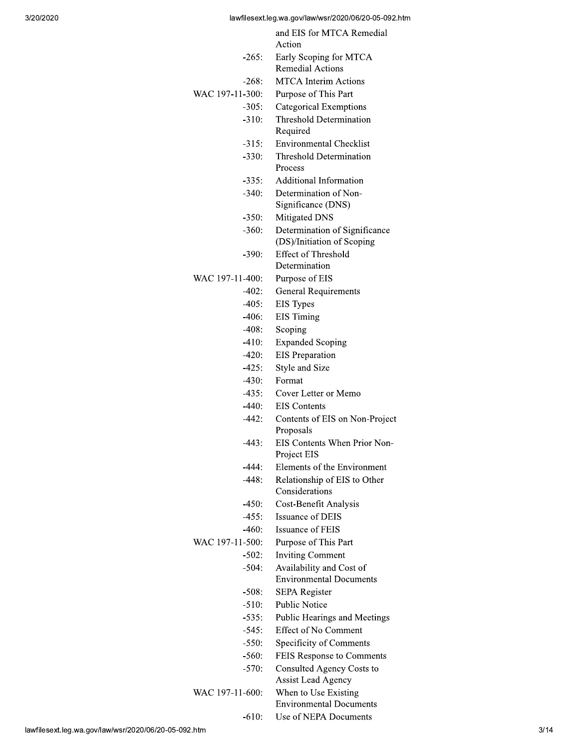| | |
|---|---|
| | and EIS for MTCA Remedial Action |
| -265: | Early Scoping for MTCA Remedial Actions |
| -268: | MTCA Interim Actions |
| WAC 197-11-300: | Purpose of This Part |
| -305: | Categorical Exemptions |
| -310: | Threshold Determination Required |
| -315: | Environmental Checklist |
| -330: | Threshold Determination Process |
| -335: | Additional Information |
| -340: | Determination of Non-Significance (DNS) |
| -350: | Mitigated DNS |
| -360: | Determination of Significance (DS)/Initiation of Scoping |
| -390: | Effect of Threshold Determination |
| WAC 197-11-400: | Purpose of EIS |
| -402: | General Requirements |
| -405: | EIS Types |
| -406: | EIS Timing |
| -408: | Scoping |
| -410: | Expanded Scoping |
| -420: | EIS Preparation |
| -425: | Style and Size |
| -430: | Format |
| -435: | Cover Letter or Memo |
| -440: | EIS Contents |
| -442: | Contents of EIS on Non-Project Proposals |
| -443: | EIS Contents When Prior Non-Project EIS |
| -444: | Elements of the Environment |
| -448: | Relationship of EIS to Other Considerations |
| -450: | Cost-Benefit Analysis |
| -455: | Issuance of DEIS |
| -460: | Issuance of FEIS |
| WAC 197-11-500: | Purpose of This Part |
| -502: | Inviting Comment |
| -504: | Availability and Cost of Environmental Documents |
| -508: | SEPA Register |
| -510: | Public Notice |
| -535: | Public Hearings and Meetings |
| -545: | Effect of No Comment |
| -550: | Specificity of Comments |
| -560: | FEIS Response to Comments |
| -570: | Consulted Agency Costs to Assist Lead Agency |
| WAC 197-11-600: | When to Use Existing Environmental Documents |
| -610: | Use of NEPA Documents |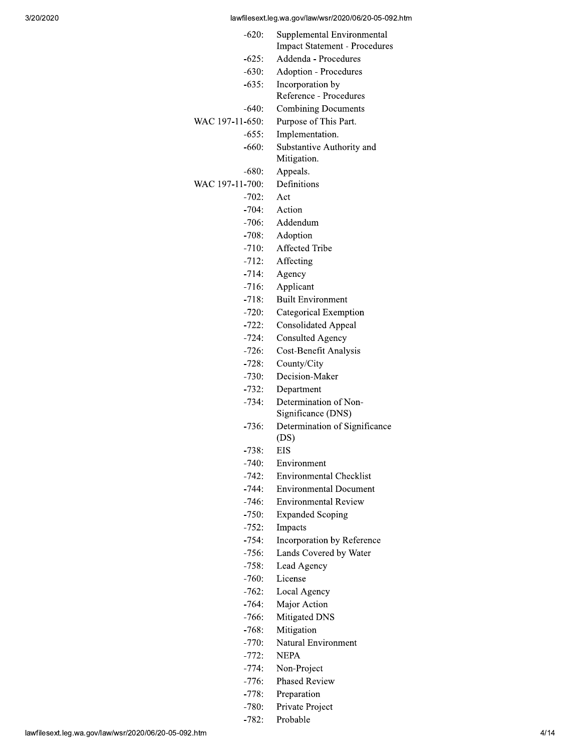| | |
|---|---|
| -620: | Supplemental Environmental Impact Statement - Procedures |
| -625: | Addenda - Procedures |
| -630: | Adoption - Procedures |
| -635: | Incorporation by Reference - Procedures |
| -640: | Combining Documents |
| WAC 197-11-650: | Purpose of This Part. |
| -655: | Implementation. |
| -660: | Substantive Authority and Mitigation. |
| -680: | Appeals. |
| WAC 197-11-700: | Definitions |
| -702: | Act |
| -704: | Action |
| -706: | Addendum |
| -708: | Adoption |
| -710: | Affected Tribe |
| -712: | Affecting |
| -714: | Agency |
| -716: | Applicant |
| -718: | Built Environment |
| -720: | Categorical Exemption |
| -722: | Consolidated Appeal |
| -724: | Consulted Agency |
| -726: | Cost-Benefit Analysis |
| -728: | County/City |
| -730: | Decision-Maker |
| -732: | Department |
| -734: | Determination of Non-Significance (DNS) |
| -736: | Determination of Significance (DS) |
| -738: | EIS |
| -740: | Environment |
| -742: | Environmental Checklist |
| -744: | Environmental Document |
| -746: | Environmental Review |
| -750: | Expanded Scoping |
| -752: | Impacts |
| -754: | Incorporation by Reference |
| -756: | Lands Covered by Water |
| -758: | Lead Agency |
| -760: | License |
| -762: | Local Agency |
| -764: | Major Action |
| -766: | Mitigated DNS |
| -768: | Mitigation |
| -770: | Natural Environment |
| -772: | NEPA |
| -774: | Non-Project |
| -776: | Phased Review |
| -778: | Preparation |
| -780: | Private Project |
| -782: | Probable |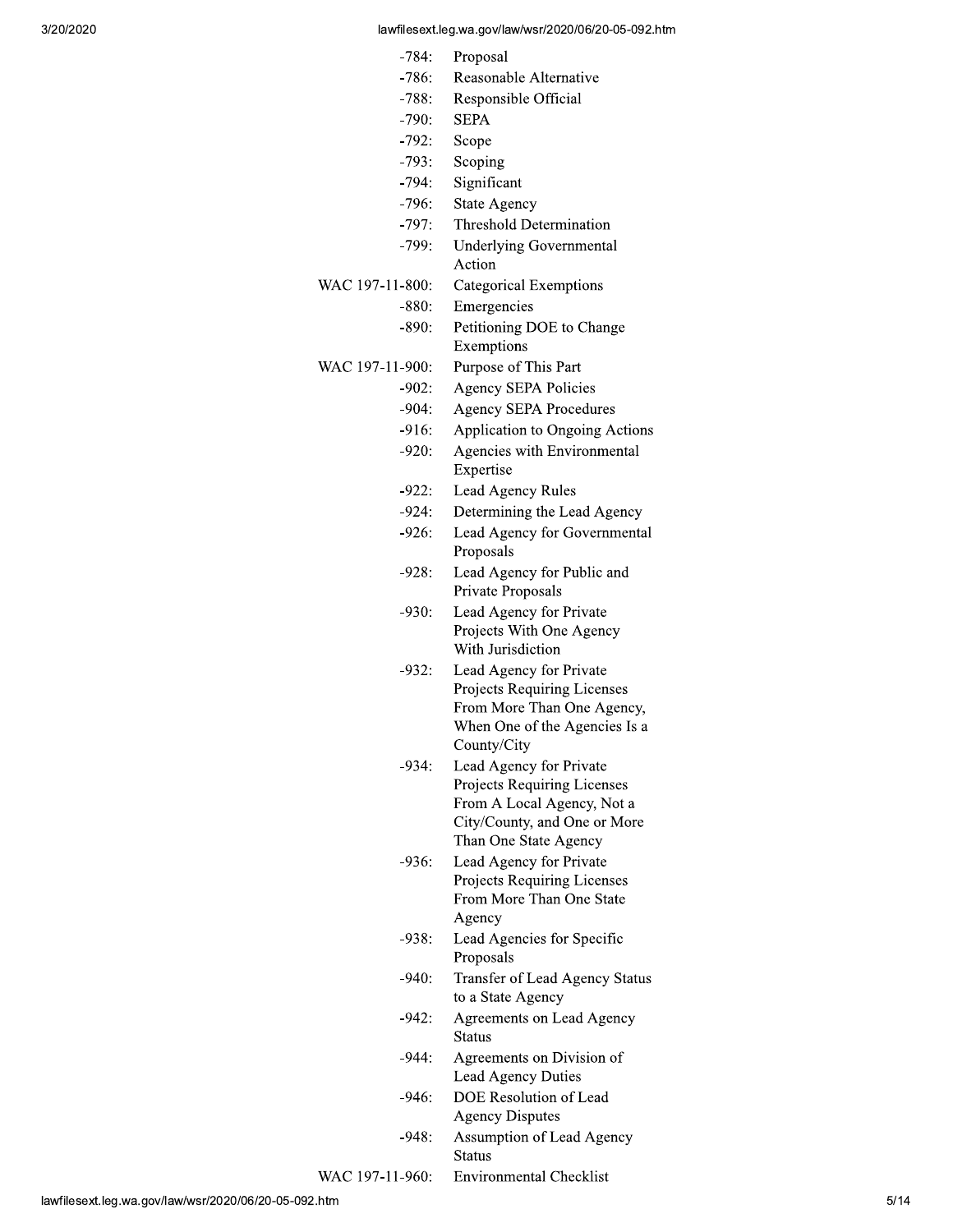| | |
|---|---|
| -784: | Proposal |
| -786: | Reasonable Alternative |
| -788: | Responsible Official |
| -790: | SEPA |
| -792: | Scope |
| -793: | Scoping |
| -794: | Significant |
| -796: | State Agency |
| -797: | Threshold Determination |
| -799: | Underlying Governmental Action |
| WAC 197-11-800: | Categorical Exemptions |
| -880: | Emergencies |
| -890: | Petitioning DOE to Change Exemptions |
| WAC 197-11-900: | Purpose of This Part |
| -902: | Agency SEPA Policies |
| -904: | Agency SEPA Procedures |
| -916: | Application to Ongoing Actions |
| -920: | Agencies with Environmental Expertise |
| -922: | Lead Agency Rules |
| -924: | Determining the Lead Agency |
| -926: | Lead Agency for Governmental Proposals |
| -928: | Lead Agency for Public and Private Proposals |
| -930: | Lead Agency for Private Projects With One Agency With Jurisdiction |
| -932: | Lead Agency for Private Projects Requiring Licenses From More Than One Agency, When One of the Agencies Is a County/City |
| -934: | Lead Agency for Private Projects Requiring Licenses From A Local Agency, Not a City/County, and One or More Than One State Agency |
| -936: | Lead Agency for Private Projects Requiring Licenses From More Than One State Agency |
| -938: | Lead Agencies for Specific Proposals |
| -940: | Transfer of Lead Agency Status to a State Agency |
| -942: | Agreements on Lead Agency Status |
| -944: | Agreements on Division of Lead Agency Duties |
| -946: | DOE Resolution of Lead Agency Disputes |
| -948: | Assumption of Lead Agency Status |
| WAC 197-11-960: | Environmental Checklist |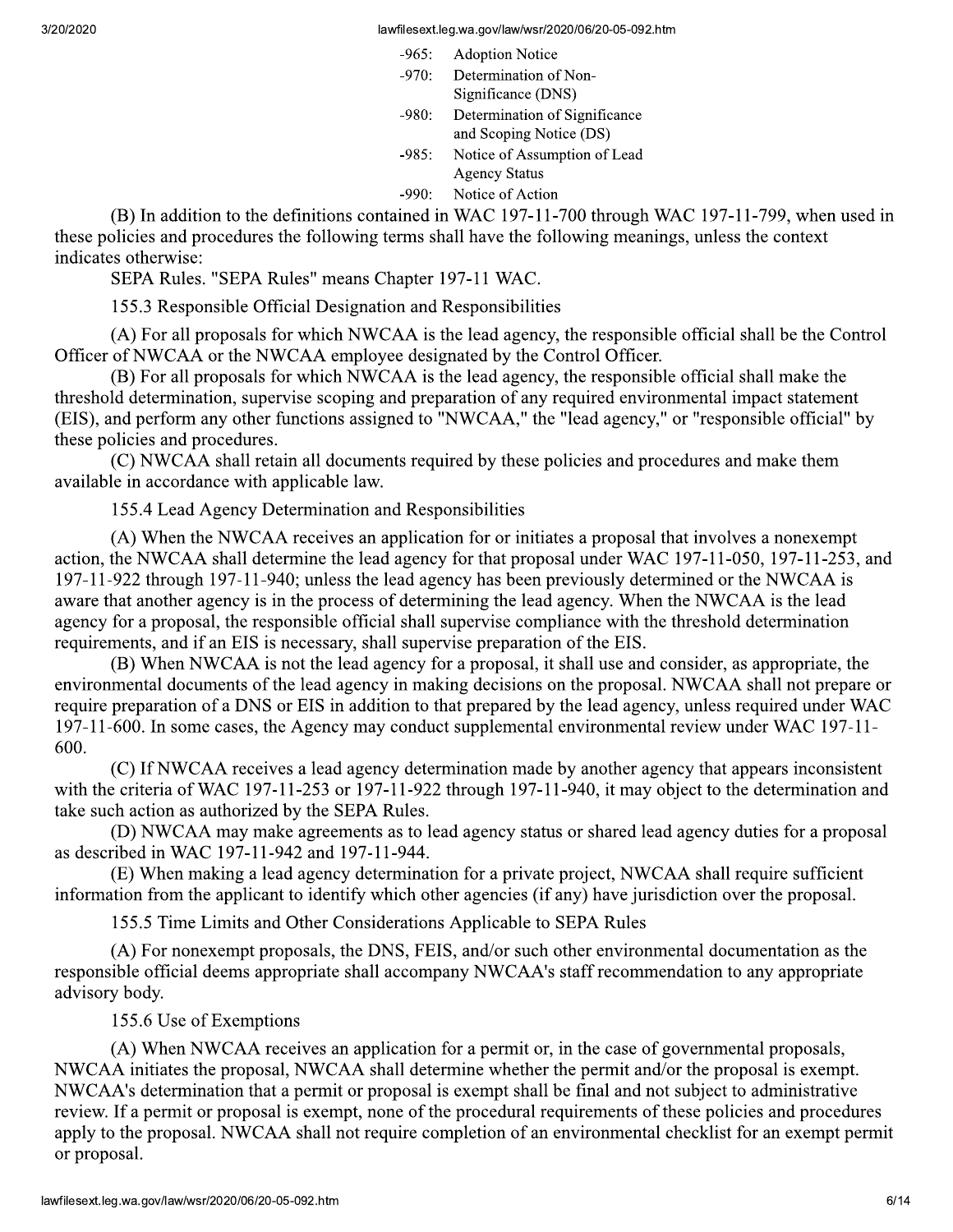| | |
|---|---|
| -965: | Adoption Notice |
| -970: | Determination of Non-Significance (DNS) |
| -980: | Determination of Significance and Scoping Notice (DS) |
| -985: | Notice of Assumption of Lead Agency Status |
| -990: | Notice of Action |

(B) In addition to the definitions contained in WAC 197-11-700 through WAC 197-11-799, when used in these policies and procedures the following terms shall have the following meanings, unless the context indicates otherwise:

SEPA Rules. "SEPA Rules" means Chapter 197-11 WAC.

155.3 Responsible Official Designation and Responsibilities

(A) For all proposals for which NWCAA is the lead agency, the responsible official shall be the Control Officer of NWCAA or the NWCAA employee designated by the Control Officer.

(B) For all proposals for which NWCAA is the lead agency, the responsible official shall make the threshold determination, supervise scoping and preparation of any required environmental impact statement (EIS), and perform any other functions assigned to "NWCAA," the "lead agency," or "responsible official" by these policies and procedures.

(C) NWCAA shall retain all documents required by these policies and procedures and make them available in accordance with applicable law.

155.4 Lead Agency Determination and Responsibilities

(A) When the NWCAA receives an application for or initiates a proposal that involves a nonexempt action, the NWCAA shall determine the lead agency for that proposal under WAC 197-11-050, 197-11-253, and 197-11-922 through 197-11-940; unless the lead agency has been previously determined or the NWCAA is aware that another agency is in the process of determining the lead agency. When the NWCAA is the lead agency for a proposal, the responsible official shall supervise compliance with the threshold determination requirements, and if an EIS is necessary, shall supervise preparation of the EIS.

(B) When NWCAA is not the lead agency for a proposal, it shall use and consider, as appropriate, the environmental documents of the lead agency in making decisions on the proposal. NWCAA shall not prepare or require preparation of a DNS or EIS in addition to that prepared by the lead agency, unless required under WAC 197-11-600. In some cases, the Agency may conduct supplemental environmental review under WAC 197-11-600.

(C) If NWCAA receives a lead agency determination made by another agency that appears inconsistent with the criteria of WAC 197-11-253 or 197-11-922 through 197-11-940, it may object to the determination and take such action as authorized by the SEPA Rules.

(D) NWCAA may make agreements as to lead agency status or shared lead agency duties for a proposal as described in WAC 197-11-942 and 197-11-944.

(E) When making a lead agency determination for a private project, NWCAA shall require sufficient information from the applicant to identify which other agencies (if any) have jurisdiction over the proposal.

155.5 Time Limits and Other Considerations Applicable to SEPA Rules

(A) For nonexempt proposals, the DNS, FEIS, and/or such other environmental documentation as the responsible official deems appropriate shall accompany NWCAA's staff recommendation to any appropriate advisory body.

155.6 Use of Exemptions

(A) When NWCAA receives an application for a permit or, in the case of governmental proposals, NWCAA initiates the proposal, NWCAA shall determine whether the permit and/or the proposal is exempt. NWCAA's determination that a permit or proposal is exempt shall be final and not subject to administrative review. If a permit or proposal is exempt, none of the procedural requirements of these policies and procedures apply to the proposal. NWCAA shall not require completion of an environmental checklist for an exempt permit or proposal.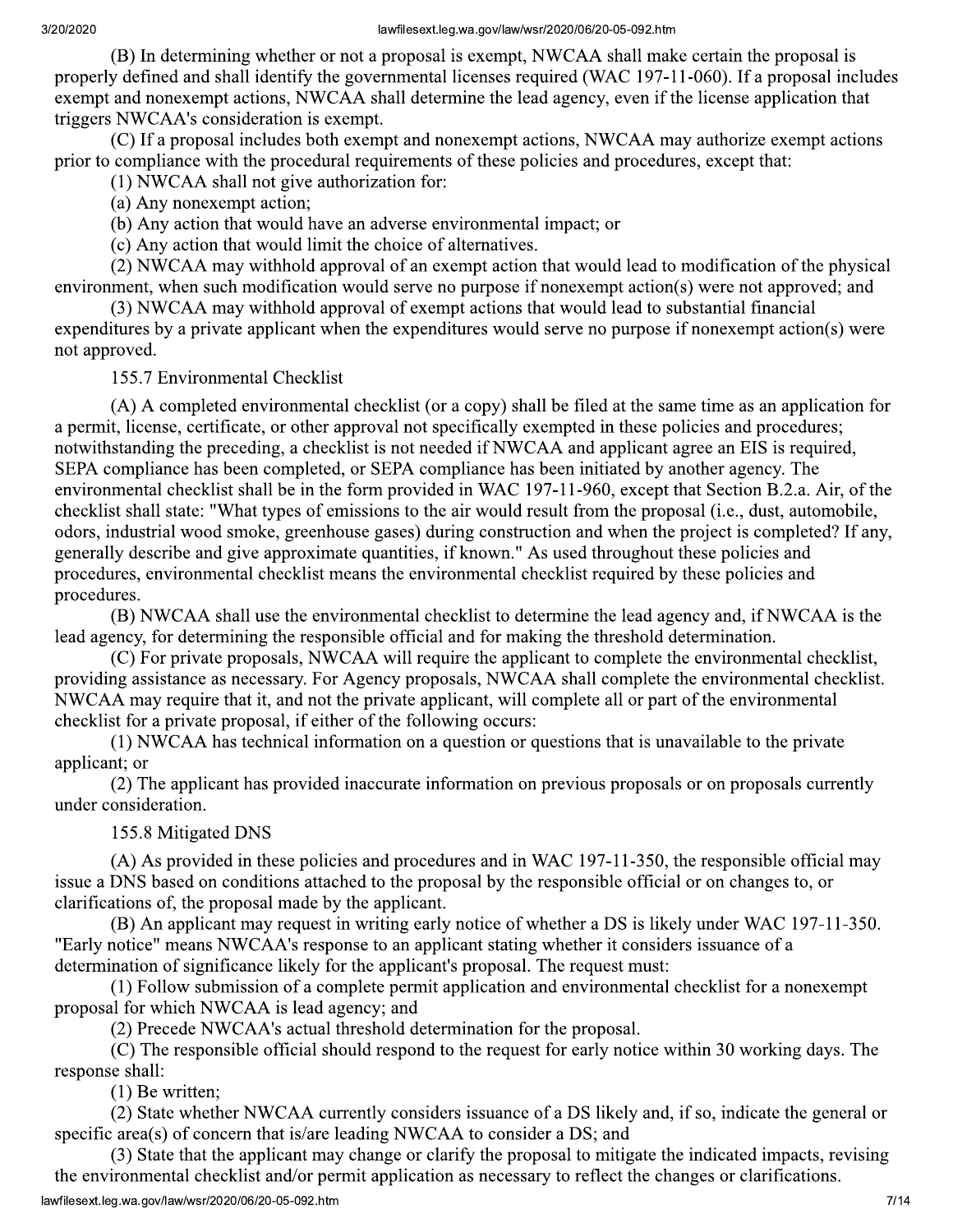(B) In determining whether or not a proposal is exempt, NWCAA shall make certain the proposal is properly defined and shall identify the governmental licenses required (WAC 197-11-060). If a proposal includes exempt and nonexempt actions, NWCAA shall determine the lead agency, even if the license application that triggers NWCAA's consideration is exempt.

(C) If a proposal includes both exempt and nonexempt actions, NWCAA may authorize exempt actions prior to compliance with the procedural requirements of these policies and procedures, except that:

(1) NWCAA shall not give authorization for:

(a) Any nonexempt action;

(b) Any action that would have an adverse environmental impact; or

(c) Any action that would limit the choice of alternatives.

(2) NWCAA may withhold approval of an exempt action that would lead to modification of the physical environment, when such modification would serve no purpose if nonexempt action(s) were not approved; and

(3) NWCAA may withhold approval of exempt actions that would lead to substantial financial expenditures by a private applicant when the expenditures would serve no purpose if nonexempt action(s) were not approved.

155.7 Environmental Checklist

(A) A completed environmental checklist (or a copy) shall be filed at the same time as an application for a permit, license, certificate, or other approval not specifically exempted in these policies and procedures; notwithstanding the preceding, a checklist is not needed if NWCAA and applicant agree an EIS is required, SEPA compliance has been completed, or SEPA compliance has been initiated by another agency. The environmental checklist shall be in the form provided in WAC 197-11-960, except that Section B.2.a. Air, of the checklist shall state: "What types of emissions to the air would result from the proposal (i.e., dust, automobile, odors, industrial wood smoke, greenhouse gases) during construction and when the project is completed? If any, generally describe and give approximate quantities, if known." As used throughout these policies and procedures, environmental checklist means the environmental checklist required by these policies and procedures.

(B) NWCAA shall use the environmental checklist to determine the lead agency and, if NWCAA is the lead agency, for determining the responsible official and for making the threshold determination.

(C) For private proposals, NWCAA will require the applicant to complete the environmental checklist, providing assistance as necessary. For Agency proposals, NWCAA shall complete the environmental checklist. NWCAA may require that it, and not the private applicant, will complete all or part of the environmental checklist for a private proposal, if either of the following occurs:

(1) NWCAA has technical information on a question or questions that is unavailable to the private applicant; or

(2) The applicant has provided inaccurate information on previous proposals or on proposals currently under consideration.

155.8 Mitigated DNS

(A) As provided in these policies and procedures and in WAC 197-11-350, the responsible official may issue a DNS based on conditions attached to the proposal by the responsible official or on changes to, or clarifications of, the proposal made by the applicant.

(B) An applicant may request in writing early notice of whether a DS is likely under WAC 197-11-350. "Early notice" means NWCAA's response to an applicant stating whether it considers issuance of a determination of significance likely for the applicant's proposal. The request must:

(1) Follow submission of a complete permit application and environmental checklist for a nonexempt proposal for which NWCAA is lead agency; and

(2) Precede NWCAA's actual threshold determination for the proposal.

(C) The responsible official should respond to the request for early notice within 30 working days. The response shall:

(1) Be written;

(2) State whether NWCAA currently considers issuance of a DS likely and, if so, indicate the general or specific area(s) of concern that is/are leading NWCAA to consider a DS; and

(3) State that the applicant may change or clarify the proposal to mitigate the indicated impacts, revising the environmental checklist and/or permit application as necessary to reflect the changes or clarifications.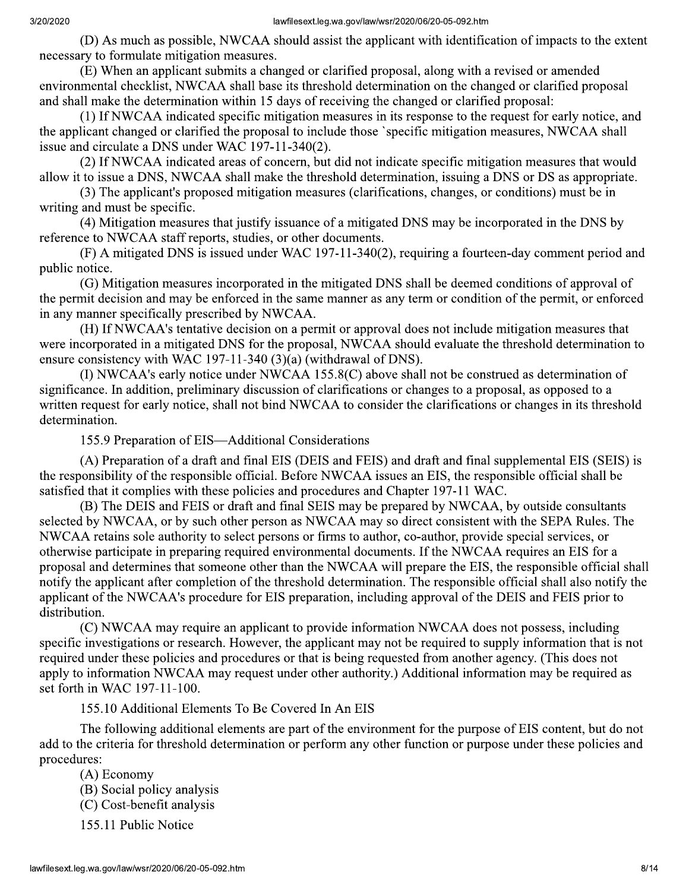(D) As much as possible, NWCAA should assist the applicant with identification of impacts to the extent necessary to formulate mitigation measures.

(E) When an applicant submits a changed or clarified proposal, along with a revised or amended environmental checklist, NWCAA shall base its threshold determination on the changed or clarified proposal and shall make the determination within 15 days of receiving the changed or clarified proposal:

(1) If NWCAA indicated specific mitigation measures in its response to the request for early notice, and the applicant changed or clarified the proposal to include those `specific mitigation measures, NWCAA shall issue and circulate a DNS under WAC 197-11-340(2).

(2) If NWCAA indicated areas of concern, but did not indicate specific mitigation measures that would allow it to issue a DNS, NWCAA shall make the threshold determination, issuing a DNS or DS as appropriate.

(3) The applicant's proposed mitigation measures (clarifications, changes, or conditions) must be in writing and must be specific.

(4) Mitigation measures that justify issuance of a mitigated DNS may be incorporated in the DNS by reference to NWCAA staff reports, studies, or other documents.

(F) A mitigated DNS is issued under WAC 197-11-340(2), requiring a fourteen-day comment period and public notice.

(G) Mitigation measures incorporated in the mitigated DNS shall be deemed conditions of approval of the permit decision and may be enforced in the same manner as any term or condition of the permit, or enforced in any manner specifically prescribed by NWCAA.

(H) If NWCAA's tentative decision on a permit or approval does not include mitigation measures that were incorporated in a mitigated DNS for the proposal, NWCAA should evaluate the threshold determination to ensure consistency with WAC 197-11-340 (3)(a) (withdrawal of DNS).

(I) NWCAA's early notice under NWCAA 155.8(C) above shall not be construed as determination of significance. In addition, preliminary discussion of clarifications or changes to a proposal, as opposed to a written request for early notice, shall not bind NWCAA to consider the clarifications or changes in its threshold determination.

155.9 Preparation of EIS—Additional Considerations

(A) Preparation of a draft and final EIS (DEIS and FEIS) and draft and final supplemental EIS (SEIS) is the responsibility of the responsible official. Before NWCAA issues an EIS, the responsible official shall be satisfied that it complies with these policies and procedures and Chapter 197-11 WAC.

(B) The DEIS and FEIS or draft and final SEIS may be prepared by NWCAA, by outside consultants selected by NWCAA, or by such other person as NWCAA may so direct consistent with the SEPA Rules. The NWCAA retains sole authority to select persons or firms to author, co-author, provide special services, or otherwise participate in preparing required environmental documents. If the NWCAA requires an EIS for a proposal and determines that someone other than the NWCAA will prepare the EIS, the responsible official shall notify the applicant after completion of the threshold determination. The responsible official shall also notify the applicant of the NWCAA's procedure for EIS preparation, including approval of the DEIS and FEIS prior to distribution.

(C) NWCAA may require an applicant to provide information NWCAA does not possess, including specific investigations or research. However, the applicant may not be required to supply information that is not required under these policies and procedures or that is being requested from another agency. (This does not apply to information NWCAA may request under other authority.) Additional information may be required as set forth in WAC 197-11-100.

155.10 Additional Elements To Be Covered In An EIS

The following additional elements are part of the environment for the purpose of EIS content, but do not add to the criteria for threshold determination or perform any other function or purpose under these policies and procedures:

(A) Economy

(B) Social policy analysis

(C) Cost-benefit analysis

155.11 Public Notice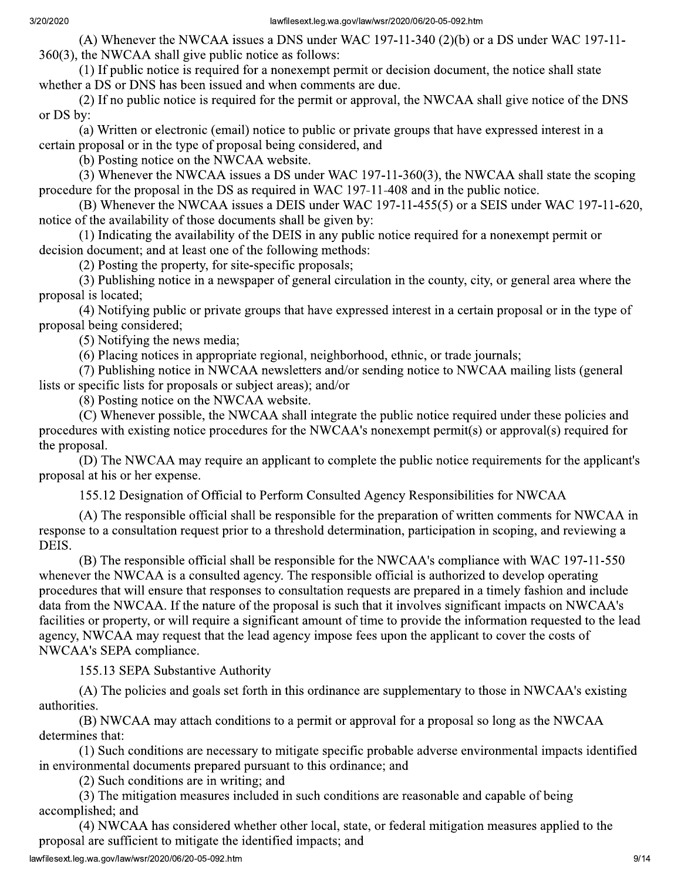(A) Whenever the NWCAA issues a DNS under WAC 197-11-340 (2)(b) or a DS under WAC 197-11-360(3), the NWCAA shall give public notice as follows:

(1) If public notice is required for a nonexempt permit or decision document, the notice shall state whether a DS or DNS has been issued and when comments are due.

(2) If no public notice is required for the permit or approval, the NWCAA shall give notice of the DNS or DS by:

(a) Written or electronic (email) notice to public or private groups that have expressed interest in a certain proposal or in the type of proposal being considered, and

(b) Posting notice on the NWCAA website.

(3) Whenever the NWCAA issues a DS under WAC 197-11-360(3), the NWCAA shall state the scoping procedure for the proposal in the DS as required in WAC 197-11-408 and in the public notice.

(B) Whenever the NWCAA issues a DEIS under WAC 197-11-455(5) or a SEIS under WAC 197-11-620, notice of the availability of those documents shall be given by:

(1) Indicating the availability of the DEIS in any public notice required for a nonexempt permit or decision document; and at least one of the following methods:

(2) Posting the property, for site-specific proposals;

(3) Publishing notice in a newspaper of general circulation in the county, city, or general area where the proposal is located;

(4) Notifying public or private groups that have expressed interest in a certain proposal or in the type of proposal being considered;

(5) Notifying the news media;

(6) Placing notices in appropriate regional, neighborhood, ethnic, or trade journals;

(7) Publishing notice in NWCAA newsletters and/or sending notice to NWCAA mailing lists (general lists or specific lists for proposals or subject areas); and/or

(8) Posting notice on the NWCAA website.

(C) Whenever possible, the NWCAA shall integrate the public notice required under these policies and procedures with existing notice procedures for the NWCAA's nonexempt permit(s) or approval(s) required for the proposal.

(D) The NWCAA may require an applicant to complete the public notice requirements for the applicant's proposal at his or her expense.

155.12 Designation of Official to Perform Consulted Agency Responsibilities for NWCAA

(A) The responsible official shall be responsible for the preparation of written comments for NWCAA in response to a consultation request prior to a threshold determination, participation in scoping, and reviewing a DEIS.

(B) The responsible official shall be responsible for the NWCAA's compliance with WAC 197-11-550 whenever the NWCAA is a consulted agency. The responsible official is authorized to develop operating procedures that will ensure that responses to consultation requests are prepared in a timely fashion and include data from the NWCAA. If the nature of the proposal is such that it involves significant impacts on NWCAA's facilities or property, or will require a significant amount of time to provide the information requested to the lead agency, NWCAA may request that the lead agency impose fees upon the applicant to cover the costs of NWCAA's SEPA compliance.

155.13 SEPA Substantive Authority

(A) The policies and goals set forth in this ordinance are supplementary to those in NWCAA's existing authorities.

(B) NWCAA may attach conditions to a permit or approval for a proposal so long as the NWCAA determines that:

(1) Such conditions are necessary to mitigate specific probable adverse environmental impacts identified in environmental documents prepared pursuant to this ordinance; and

(2) Such conditions are in writing; and

(3) The mitigation measures included in such conditions are reasonable and capable of being accomplished; and

(4) NWCAA has considered whether other local, state, or federal mitigation measures applied to the proposal are sufficient to mitigate the identified impacts; and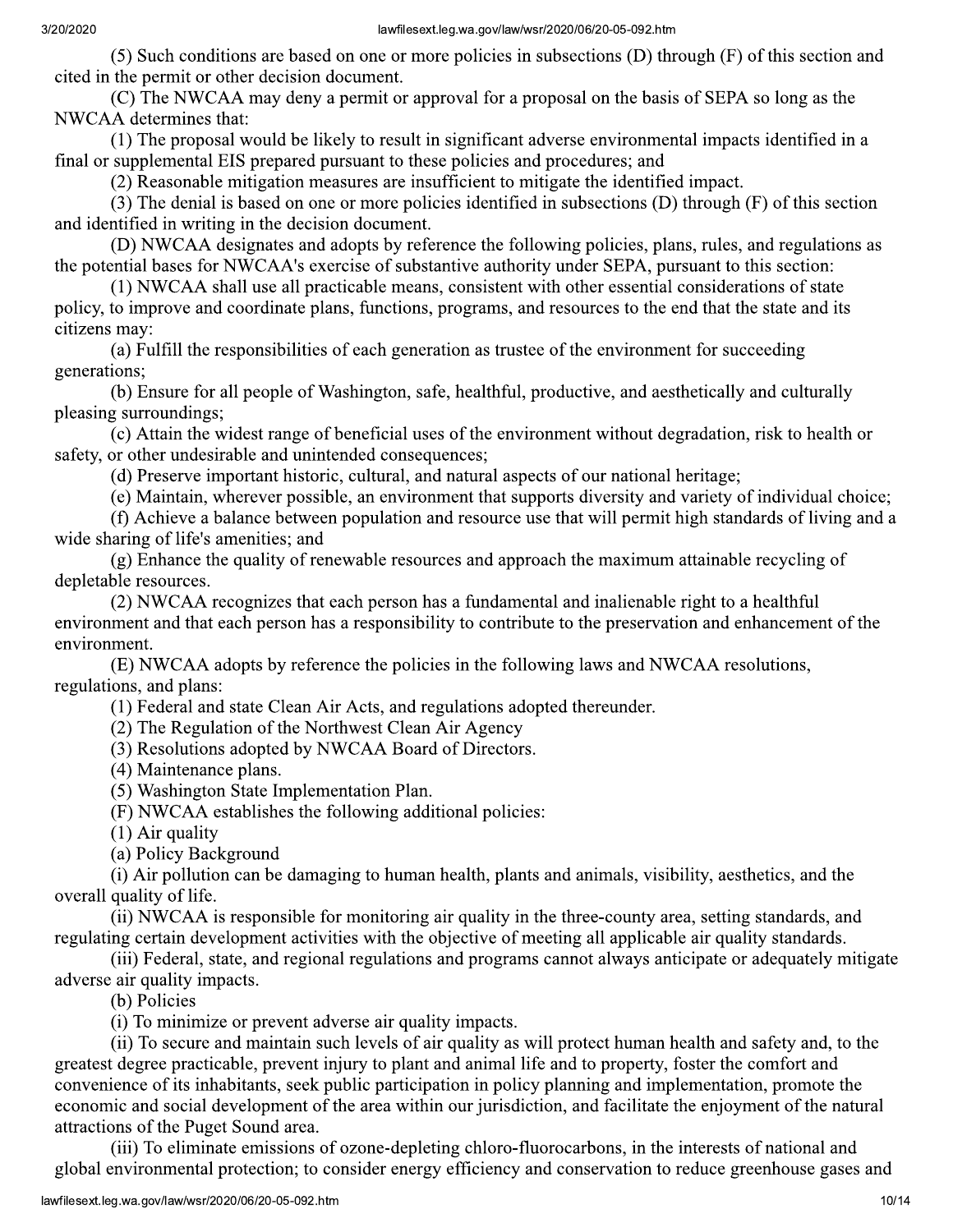(5) Such conditions are based on one or more policies in subsections (D) through (F) of this section and cited in the permit or other decision document.

(C) The NWCAA may deny a permit or approval for a proposal on the basis of SEPA so long as the NWCAA determines that:

(1) The proposal would be likely to result in significant adverse environmental impacts identified in a final or supplemental EIS prepared pursuant to these policies and procedures; and

(2) Reasonable mitigation measures are insufficient to mitigate the identified impact.

(3) The denial is based on one or more policies identified in subsections (D) through (F) of this section and identified in writing in the decision document.

(D) NWCAA designates and adopts by reference the following policies, plans, rules, and regulations as the potential bases for NWCAA's exercise of substantive authority under SEPA, pursuant to this section:

(1) NWCAA shall use all practicable means, consistent with other essential considerations of state policy, to improve and coordinate plans, functions, programs, and resources to the end that the state and its citizens may:

(a) Fulfill the responsibilities of each generation as trustee of the environment for succeeding generations;

(b) Ensure for all people of Washington, safe, healthful, productive, and aesthetically and culturally pleasing surroundings;

(c) Attain the widest range of beneficial uses of the environment without degradation, risk to health or safety, or other undesirable and unintended consequences;

(d) Preserve important historic, cultural, and natural aspects of our national heritage;

(e) Maintain, wherever possible, an environment that supports diversity and variety of individual choice;

(f) Achieve a balance between population and resource use that will permit high standards of living and a wide sharing of life's amenities; and

(g) Enhance the quality of renewable resources and approach the maximum attainable recycling of depletable resources.

(2) NWCAA recognizes that each person has a fundamental and inalienable right to a healthful environment and that each person has a responsibility to contribute to the preservation and enhancement of the environment.

(E) NWCAA adopts by reference the policies in the following laws and NWCAA resolutions, regulations, and plans:

(1) Federal and state Clean Air Acts, and regulations adopted thereunder.

(2) The Regulation of the Northwest Clean Air Agency

(3) Resolutions adopted by NWCAA Board of Directors.

(4) Maintenance plans.

(5) Washington State Implementation Plan.

(F) NWCAA establishes the following additional policies:

(1) Air quality

(a) Policy Background

(i) Air pollution can be damaging to human health, plants and animals, visibility, aesthetics, and the overall quality of life.

(ii) NWCAA is responsible for monitoring air quality in the three-county area, setting standards, and regulating certain development activities with the objective of meeting all applicable air quality standards.

(iii) Federal, state, and regional regulations and programs cannot always anticipate or adequately mitigate adverse air quality impacts.

(b) Policies

(i) To minimize or prevent adverse air quality impacts.

(ii) To secure and maintain such levels of air quality as will protect human health and safety and, to the greatest degree practicable, prevent injury to plant and animal life and to property, foster the comfort and convenience of its inhabitants, seek public participation in policy planning and implementation, promote the economic and social development of the area within our jurisdiction, and facilitate the enjoyment of the natural attractions of the Puget Sound area.

(iii) To eliminate emissions of ozone-depleting chloro-fluorocarbons, in the interests of national and global environmental protection; to consider energy efficiency and conservation to reduce greenhouse gases and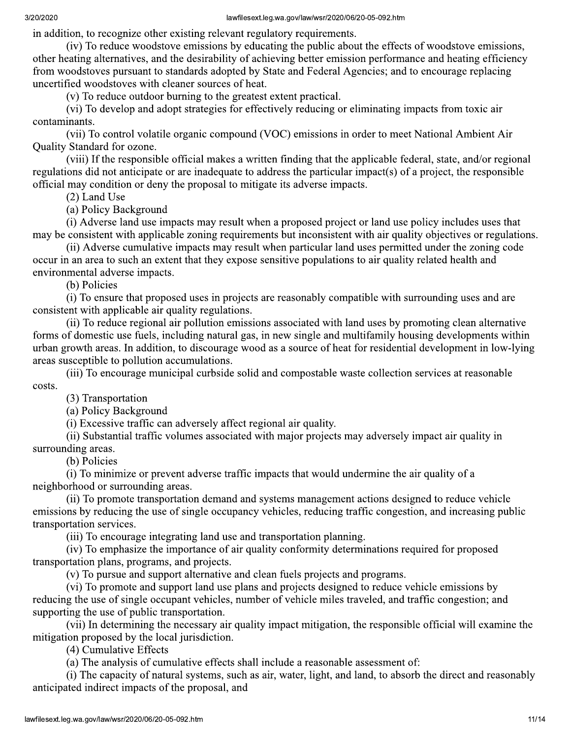in addition, to recognize other existing relevant regulatory requirements.

(iv) To reduce woodstove emissions by educating the public about the effects of woodstove emissions, other heating alternatives, and the desirability of achieving better emission performance and heating efficiency from woodstoves pursuant to standards adopted by State and Federal Agencies; and to encourage replacing uncertified woodstoves with cleaner sources of heat.

(v) To reduce outdoor burning to the greatest extent practical.

(vi) To develop and adopt strategies for effectively reducing or eliminating impacts from toxic air contaminants.

(vii) To control volatile organic compound (VOC) emissions in order to meet National Ambient Air Quality Standard for ozone.

(viii) If the responsible official makes a written finding that the applicable federal, state, and/or regional regulations did not anticipate or are inadequate to address the particular impact(s) of a project, the responsible official may condition or deny the proposal to mitigate its adverse impacts.

(2) Land Use

(a) Policy Background

(i) Adverse land use impacts may result when a proposed project or land use policy includes uses that may be consistent with applicable zoning requirements but inconsistent with air quality objectives or regulations.

(ii) Adverse cumulative impacts may result when particular land uses permitted under the zoning code occur in an area to such an extent that they expose sensitive populations to air quality related health and environmental adverse impacts.

(b) Policies

(i) To ensure that proposed uses in projects are reasonably compatible with surrounding uses and are consistent with applicable air quality regulations.

(ii) To reduce regional air pollution emissions associated with land uses by promoting clean alternative forms of domestic use fuels, including natural gas, in new single and multifamily housing developments within urban growth areas. In addition, to discourage wood as a source of heat for residential development in low-lying areas susceptible to pollution accumulations.

(iii) To encourage municipal curbside solid and compostable waste collection services at reasonable costs.

(3) Transportation

(a) Policy Background

(i) Excessive traffic can adversely affect regional air quality.

(ii) Substantial traffic volumes associated with major projects may adversely impact air quality in surrounding areas.

(b) Policies

(i) To minimize or prevent adverse traffic impacts that would undermine the air quality of a neighborhood or surrounding areas.

(ii) To promote transportation demand and systems management actions designed to reduce vehicle emissions by reducing the use of single occupancy vehicles, reducing traffic congestion, and increasing public transportation services.

(iii) To encourage integrating land use and transportation planning.

(iv) To emphasize the importance of air quality conformity determinations required for proposed transportation plans, programs, and projects.

(v) To pursue and support alternative and clean fuels projects and programs.

(vi) To promote and support land use plans and projects designed to reduce vehicle emissions by reducing the use of single occupant vehicles, number of vehicle miles traveled, and traffic congestion; and supporting the use of public transportation.

(vii) In determining the necessary air quality impact mitigation, the responsible official will examine the mitigation proposed by the local jurisdiction.

(4) Cumulative Effects

(a) The analysis of cumulative effects shall include a reasonable assessment of:

(i) The capacity of natural systems, such as air, water, light, and land, to absorb the direct and reasonably anticipated indirect impacts of the proposal, and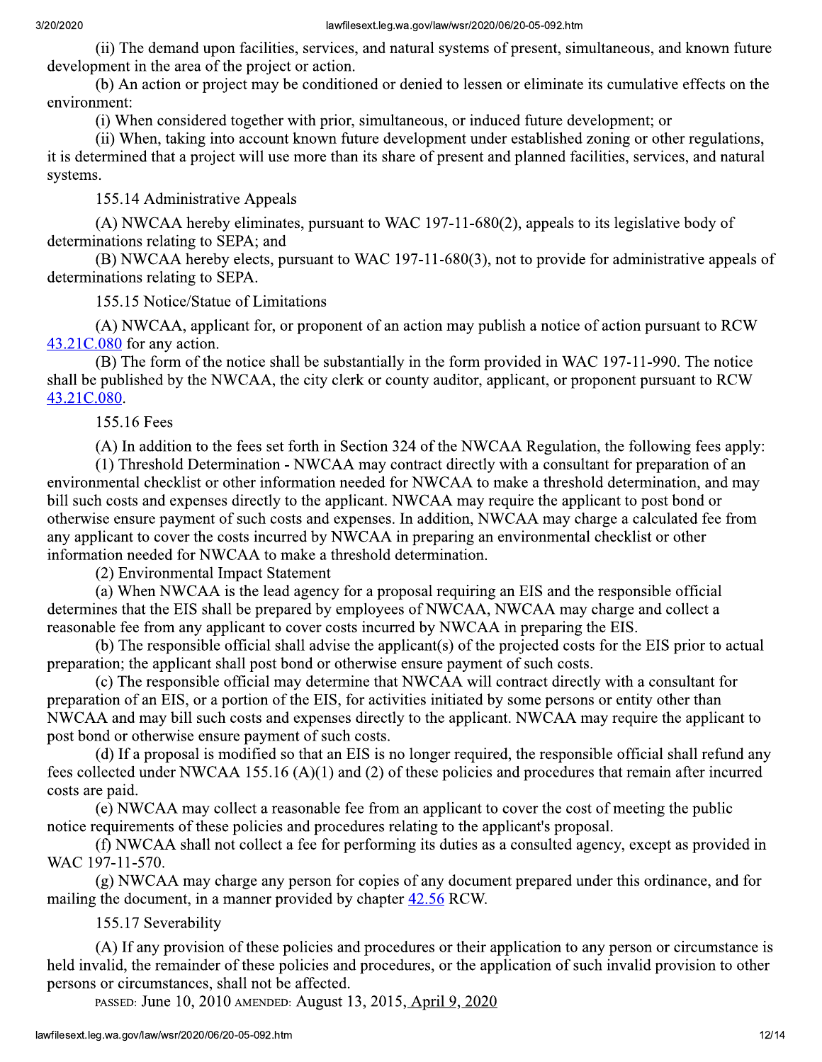(ii) The demand upon facilities, services, and natural systems of present, simultaneous, and known future development in the area of the project or action.

(b) An action or project may be conditioned or denied to lessen or eliminate its cumulative effects on the environment:

(i) When considered together with prior, simultaneous, or induced future development; or

(ii) When, taking into account known future development under established zoning or other regulations, it is determined that a project will use more than its share of present and planned facilities, services, and natural systems.

155.14 Administrative Appeals

(A) NWCAA hereby eliminates, pursuant to WAC 197-11-680(2), appeals to its legislative body of determinations relating to SEPA; and

(B) NWCAA hereby elects, pursuant to WAC 197-11-680(3), not to provide for administrative appeals of determinations relating to SEPA.

155.15 Notice/Statue of Limitations

(A) NWCAA, applicant for, or proponent of an action may publish a notice of action pursuant to RCW 43.21C.080 for any action.

(B) The form of the notice shall be substantially in the form provided in WAC 197-11-990. The notice shall be published by the NWCAA, the city clerk or county auditor, applicant, or proponent pursuant to RCW 43.21C.080.

155.16 Fees

(A) In addition to the fees set forth in Section 324 of the NWCAA Regulation, the following fees apply:

(1) Threshold Determination - NWCAA may contract directly with a consultant for preparation of an environmental checklist or other information needed for NWCAA to make a threshold determination, and may bill such costs and expenses directly to the applicant. NWCAA may require the applicant to post bond or otherwise ensure payment of such costs and expenses. In addition, NWCAA may charge a calculated fee from any applicant to cover the costs incurred by NWCAA in preparing an environmental checklist or other information needed for NWCAA to make a threshold determination.

(2) Environmental Impact Statement

(a) When NWCAA is the lead agency for a proposal requiring an EIS and the responsible official determines that the EIS shall be prepared by employees of NWCAA, NWCAA may charge and collect a reasonable fee from any applicant to cover costs incurred by NWCAA in preparing the EIS.

(b) The responsible official shall advise the applicant(s) of the projected costs for the EIS prior to actual preparation; the applicant shall post bond or otherwise ensure payment of such costs.

(c) The responsible official may determine that NWCAA will contract directly with a consultant for preparation of an EIS, or a portion of the EIS, for activities initiated by some persons or entity other than NWCAA and may bill such costs and expenses directly to the applicant. NWCAA may require the applicant to post bond or otherwise ensure payment of such costs.

(d) If a proposal is modified so that an EIS is no longer required, the responsible official shall refund any fees collected under NWCAA 155.16 (A)(1) and (2) of these policies and procedures that remain after incurred costs are paid.

(e) NWCAA may collect a reasonable fee from an applicant to cover the cost of meeting the public notice requirements of these policies and procedures relating to the applicant's proposal.

(f) NWCAA shall not collect a fee for performing its duties as a consulted agency, except as provided in WAC 197-11-570.

(g) NWCAA may charge any person for copies of any document prepared under this ordinance, and for mailing the document, in a manner provided by chapter 42.56 RCW.

155.17 Severability

(A) If any provision of these policies and procedures or their application to any person or circumstance is held invalid, the remainder of these policies and procedures, or the application of such invalid provision to other persons or circumstances, shall not be affected.

PASSED: June 10, 2010 AMENDED: August 13, 2015, April 9, 2020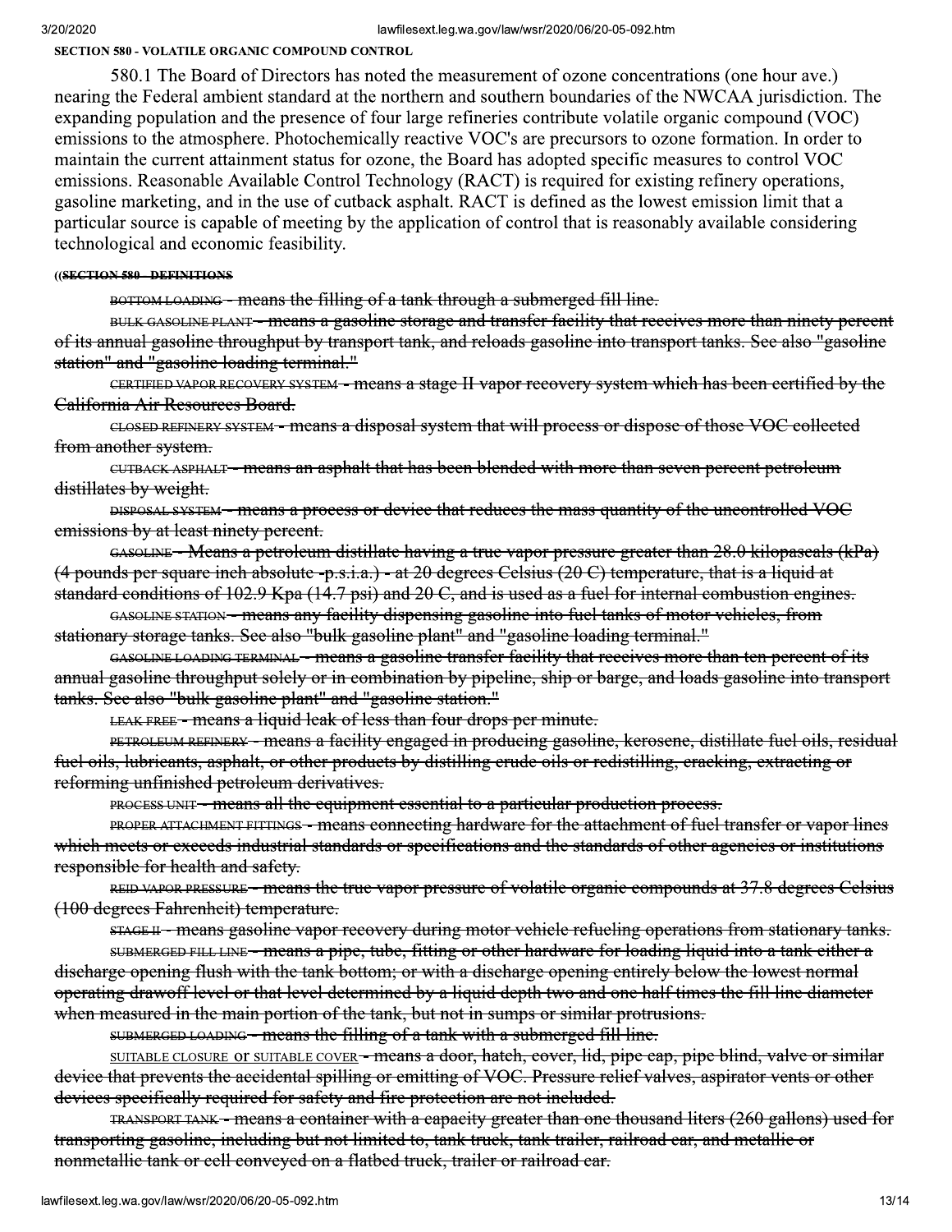**SECTION 580 - VOLATILE ORGANIC COMPOUND CONTROL**

580.1 The Board of Directors has noted the measurement of ozone concentrations (one hour ave.) nearing the Federal ambient standard at the northern and southern boundaries of the NWCAA jurisdiction. The expanding population and the presence of four large refineries contribute volatile organic compound (VOC) emissions to the atmosphere. Photochemically reactive VOC's are precursors to ozone formation. In order to maintain the current attainment status for ozone, the Board has adopted specific measures to control VOC emissions. Reasonable Available Control Technology (RACT) is required for existing refinery operations, gasoline marketing, and in the use of cutback asphalt. RACT is defined as the lowest emission limit that a particular source is capable of meeting by the application of control that is reasonably available considering technological and economic feasibility.

((~~**SECTION 580 - DEFINITIONS**~~

~~BOTTOM LOADING - means the filling of a tank through a submerged fill line.~~

~~BULK GASOLINE PLANT - means a gasoline storage and transfer facility that receives more than ninety percent of its annual gasoline throughput by transport tank, and reloads gasoline into transport tanks. See also "gasoline station" and "gasoline loading terminal."~~

~~CERTIFIED VAPOR RECOVERY SYSTEM - means a stage II vapor recovery system which has been certified by the California Air Resources Board.~~

~~CLOSED REFINERY SYSTEM - means a disposal system that will process or dispose of those VOC collected from another system.~~

~~CUTBACK ASPHALT - means an asphalt that has been blended with more than seven percent petroleum distillates by weight.~~

~~DISPOSAL SYSTEM - means a process or device that reduces the mass quantity of the uncontrolled VOC emissions by at least ninety percent.~~

~~GASOLINE - Means a petroleum distillate having a true vapor pressure greater than 28.0 kilopascals (kPa) (4 pounds per square inch absolute -p.s.i.a.) - at 20 degrees Celsius (20 C) temperature, that is a liquid at standard conditions of 102.9 Kpa (14.7 psi) and 20 C, and is used as a fuel for internal combustion engines.~~

~~GASOLINE STATION - means any facility dispensing gasoline into fuel tanks of motor vehicles, from stationary storage tanks. See also "bulk gasoline plant" and "gasoline loading terminal."~~

~~GASOLINE LOADING TERMINAL - means a gasoline transfer facility that receives more than ten percent of its annual gasoline throughput solely or in combination by pipeline, ship or barge, and loads gasoline into transport tanks. See also "bulk gasoline plant" and "gasoline station."~~

~~LEAK FREE - means a liquid leak of less than four drops per minute.~~

~~PETROLEUM REFINERY - means a facility engaged in producing gasoline, kerosene, distillate fuel oils, residual fuel oils, lubricants, asphalt, or other products by distilling crude oils or redistilling, cracking, extracting or reforming unfinished petroleum derivatives.~~

~~PROCESS UNIT - means all the equipment essential to a particular production process.~~

~~PROPER ATTACHMENT FITTINGS - means connecting hardware for the attachment of fuel transfer or vapor lines which meets or exceeds industrial standards or specifications and the standards of other agencies or institutions responsible for health and safety.~~

~~REID VAPOR PRESSURE - means the true vapor pressure of volatile organic compounds at 37.8 degrees Celsius (100 degrees Fahrenheit) temperature.~~

~~STAGE II - means gasoline vapor recovery during motor vehicle refueling operations from stationary tanks.~~

~~SUBMERGED FILL LINE - means a pipe, tube, fitting or other hardware for loading liquid into a tank either a discharge opening flush with the tank bottom; or with a discharge opening entirely below the lowest normal operating drawoff level or that level determined by a liquid depth two and one half times the fill line diameter when measured in the main portion of the tank, but not in sumps or similar protrusions.~~

~~SUBMERGED LOADING - means the filling of a tank with a submerged fill line.~~

~~SUITABLE CLOSURE or SUITABLE COVER - means a door, hatch, cover, lid, pipe cap, pipe blind, valve or similar device that prevents the accidental spilling or emitting of VOC. Pressure relief valves, aspirator vents or other devices specifically required for safety and fire protection are not included.~~

~~TRANSPORT TANK - means a container with a capacity greater than one thousand liters (260 gallons) used for transporting gasoline, including but not limited to, tank truck, tank trailer, railroad car, and metallic or nonmetallic tank or cell conveyed on a flatbed truck, trailer or railroad car.~~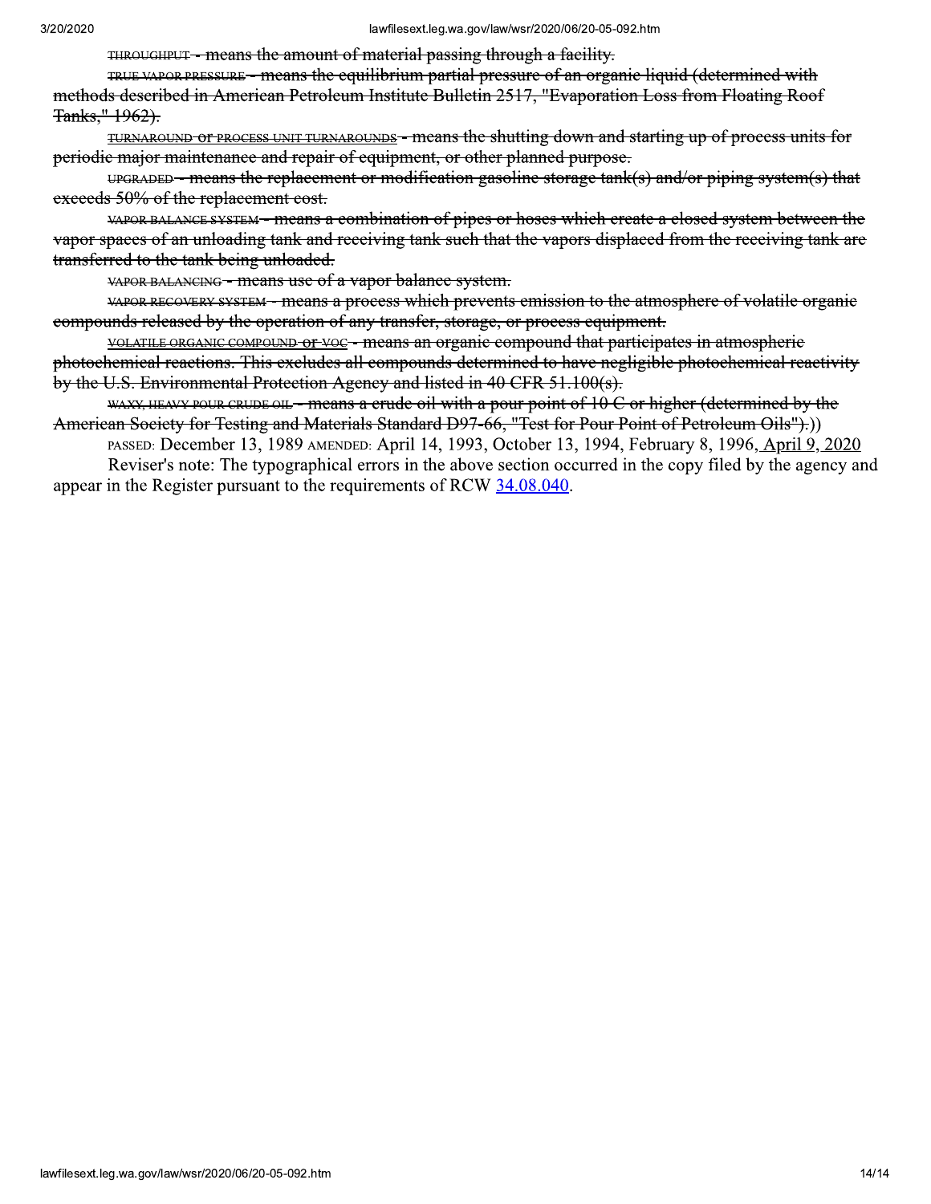~~THROUGHPUT - means the amount of material passing through a facility.~~

~~TRUE VAPOR PRESSURE - means the equilibrium partial pressure of an organic liquid (determined with methods described in American Petroleum Institute Bulletin 2517, "Evaporation Loss from Floating Roof Tanks," 1962).~~

~~TURNAROUND or PROCESS UNIT TURNAROUNDS - means the shutting down and starting up of process units for periodic major maintenance and repair of equipment, or other planned purpose.~~

~~UPGRADED - means the replacement or modification gasoline storage tank(s) and/or piping system(s) that exceeds 50% of the replacement cost.~~

~~VAPOR BALANCE SYSTEM - means a combination of pipes or hoses which create a closed system between the vapor spaces of an unloading tank and receiving tank such that the vapors displaced from the receiving tank are transferred to the tank being unloaded.~~

~~VAPOR BALANCING - means use of a vapor balance system.~~

~~VAPOR RECOVERY SYSTEM - means a process which prevents emission to the atmosphere of volatile organic compounds released by the operation of any transfer, storage, or process equipment.~~

~~VOLATILE ORGANIC COMPOUND or VOC - means an organic compound that participates in atmospheric photochemical reactions. This excludes all compounds determined to have negligible photochemical reactivity by the U.S. Environmental Protection Agency and listed in 40 CFR 51.100(s).~~

~~WAXY, HEAVY POUR CRUDE OIL - means a crude oil with a pour point of 10 C or higher (determined by the American Society for Testing and Materials Standard D97-66, "Test for Pour Point of Petroleum Oils").~~))

PASSED: December 13, 1989 AMENDED: April 14, 1993, October 13, 1994, February 8, 1996, April 9, 2020

Reviser's note: The typographical errors in the above section occurred in the copy filed by the agency and appear in the Register pursuant to the requirements of RCW 34.08.040.